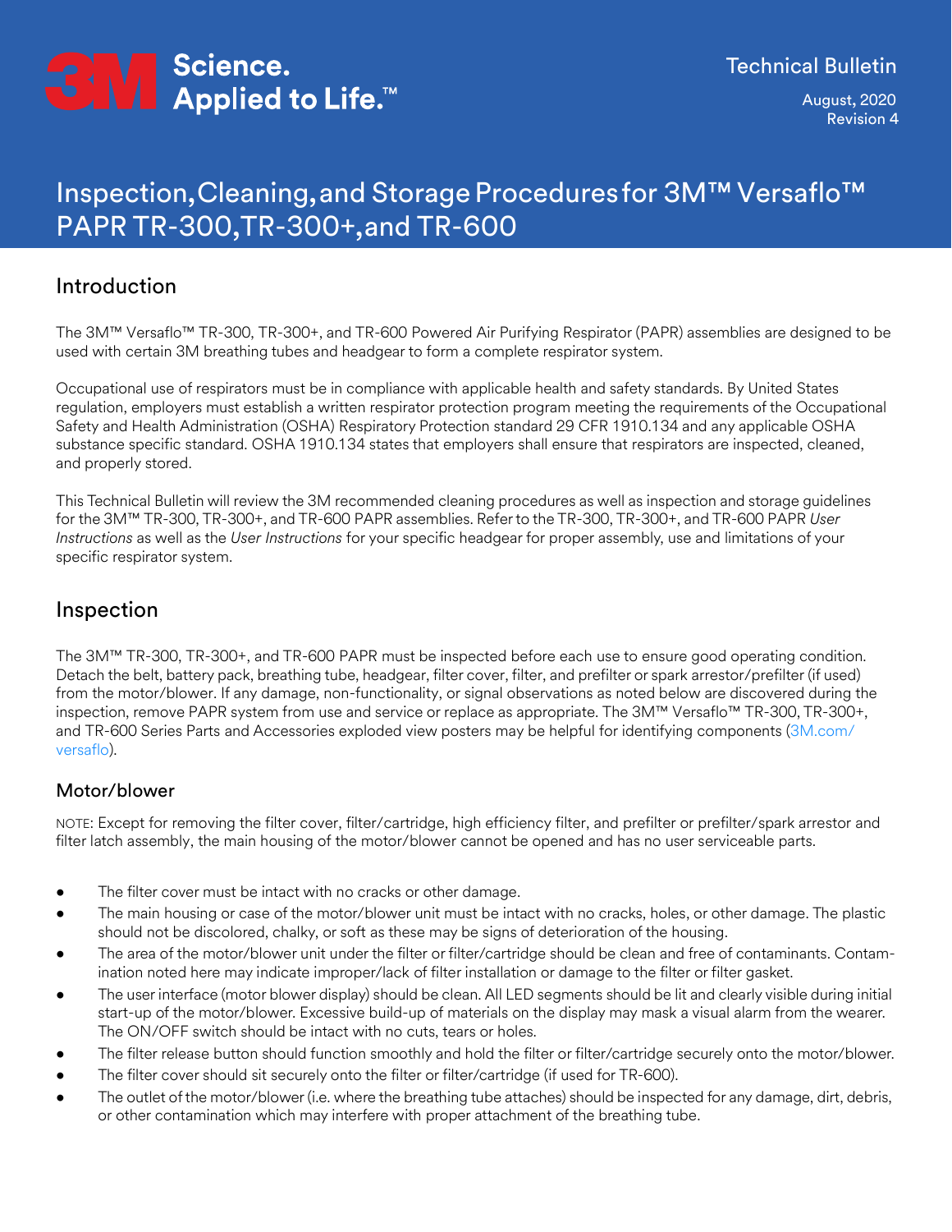3M Science. Applied to Life.™

Technical Bulletin

August, 2020
Revision 4

# Inspection, Cleaning, and Storage Procedures for 3M™ Versaflo™ PAPR TR-300, TR-300+, and TR-600

## Introduction

The 3M™ Versaflo™ TR-300, TR-300+, and TR-600 Powered Air Purifying Respirator (PAPR) assemblies are designed to be used with certain 3M breathing tubes and headgear to form a complete respirator system.

Occupational use of respirators must be in compliance with applicable health and safety standards. By United States regulation, employers must establish a written respirator protection program meeting the requirements of the Occupational Safety and Health Administration (OSHA) Respiratory Protection standard 29 CFR 1910.134 and any applicable OSHA substance specific standard. OSHA 1910.134 states that employers shall ensure that respirators are inspected, cleaned, and properly stored.

This Technical Bulletin will review the 3M recommended cleaning procedures as well as inspection and storage guidelines for the 3M™ TR-300, TR-300+, and TR-600 PAPR assemblies. Refer to the TR-300, TR-300+, and TR-600 PAPR *User Instructions* as well as the *User Instructions* for your specific headgear for proper assembly, use and limitations of your specific respirator system.

## Inspection

The 3M™ TR-300, TR-300+, and TR-600 PAPR must be inspected before each use to ensure good operating condition. Detach the belt, battery pack, breathing tube, headgear, filter cover, filter, and prefilter or spark arrestor/prefilter (if used) from the motor/blower. If any damage, non-functionality, or signal observations as noted below are discovered during the inspection, remove PAPR system from use and service or replace as appropriate. The 3M™ Versaflo™ TR-300, TR-300+, and TR-600 Series Parts and Accessories exploded view posters may be helpful for identifying components (3M.com/versaflo).

### Motor/blower

NOTE: Except for removing the filter cover, filter/cartridge, high efficiency filter, and prefilter or prefilter/spark arrestor and filter latch assembly, the main housing of the motor/blower cannot be opened and has no user serviceable parts.

- The filter cover must be intact with no cracks or other damage.
- The main housing or case of the motor/blower unit must be intact with no cracks, holes, or other damage. The plastic should not be discolored, chalky, or soft as these may be signs of deterioration of the housing.
- The area of the motor/blower unit under the filter or filter/cartridge should be clean and free of contaminants. Contamination noted here may indicate improper/lack of filter installation or damage to the filter or filter gasket.
- The user interface (motor blower display) should be clean. All LED segments should be lit and clearly visible during initial start-up of the motor/blower. Excessive build-up of materials on the display may mask a visual alarm from the wearer. The ON/OFF switch should be intact with no cuts, tears or holes.
- The filter release button should function smoothly and hold the filter or filter/cartridge securely onto the motor/blower.
- The filter cover should sit securely onto the filter or filter/cartridge (if used for TR-600).
- The outlet of the motor/blower (i.e. where the breathing tube attaches) should be inspected for any damage, dirt, debris, or other contamination which may interfere with proper attachment of the breathing tube.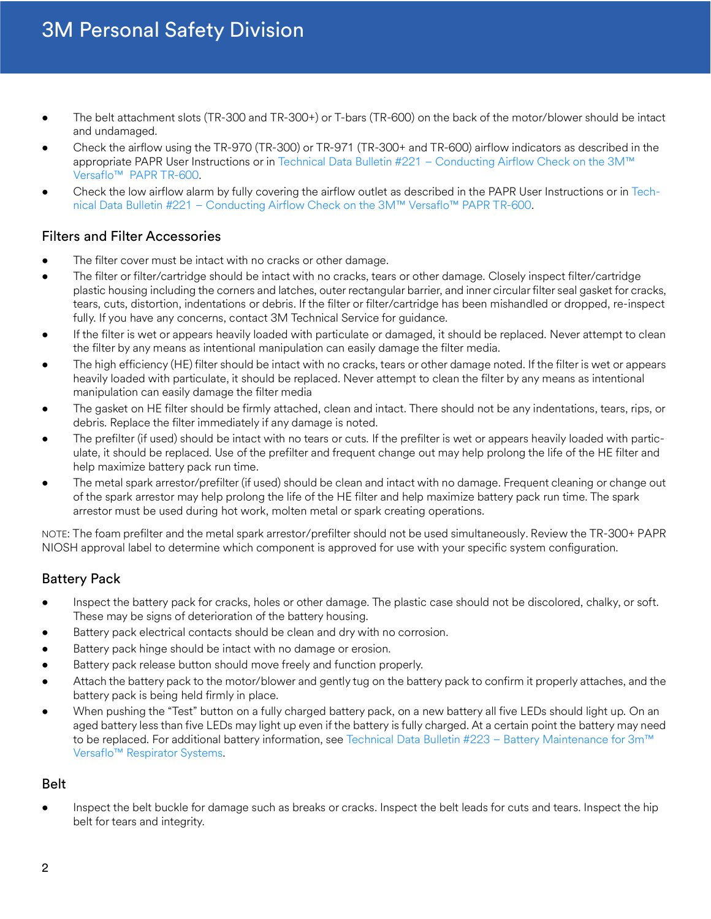- The belt attachment slots (TR-300 and TR-300+) or T-bars (TR-600) on the back of the motor/blower should be intact and undamaged.
- Check the airflow using the TR-970 (TR-300) or TR-971 (TR-300+ and TR-600) airflow indicators as described in the appropriate PAPR User Instructions or in Technical Data Bulletin #221 – Conducting Airflow Check on the 3M™ Versaflo™ PAPR TR-600.
- Check the low airflow alarm by fully covering the airflow outlet as described in the PAPR User Instructions or in Technical Data Bulletin #221 – Conducting Airflow Check on the 3M™ Versaflo™ PAPR TR-600.

## Filters and Filter Accessories

- The filter cover must be intact with no cracks or other damage.
- The filter or filter/cartridge should be intact with no cracks, tears or other damage. Closely inspect filter/cartridge plastic housing including the corners and latches, outer rectangular barrier, and inner circular filter seal gasket for cracks, tears, cuts, distortion, indentations or debris. If the filter or filter/cartridge has been mishandled or dropped, re-inspect fully. If you have any concerns, contact 3M Technical Service for guidance.
- If the filter is wet or appears heavily loaded with particulate or damaged, it should be replaced. Never attempt to clean the filter by any means as intentional manipulation can easily damage the filter media.
- The high efficiency (HE) filter should be intact with no cracks, tears or other damage noted. If the filter is wet or appears heavily loaded with particulate, it should be replaced. Never attempt to clean the filter by any means as intentional manipulation can easily damage the filter media
- The gasket on HE filter should be firmly attached, clean and intact. There should not be any indentations, tears, rips, or debris. Replace the filter immediately if any damage is noted.
- The prefilter (if used) should be intact with no tears or cuts. If the prefilter is wet or appears heavily loaded with particulate, it should be replaced. Use of the prefilter and frequent change out may help prolong the life of the HE filter and help maximize battery pack run time.
- The metal spark arrestor/prefilter (if used) should be clean and intact with no damage. Frequent cleaning or change out of the spark arrestor may help prolong the life of the HE filter and help maximize battery pack run time. The spark arrestor must be used during hot work, molten metal or spark creating operations.

NOTE: The foam prefilter and the metal spark arrestor/prefilter should not be used simultaneously. Review the TR-300+ PAPR NIOSH approval label to determine which component is approved for use with your specific system configuration.

## Battery Pack

- Inspect the battery pack for cracks, holes or other damage. The plastic case should not be discolored, chalky, or soft. These may be signs of deterioration of the battery housing.
- Battery pack electrical contacts should be clean and dry with no corrosion.
- Battery pack hinge should be intact with no damage or erosion.
- Battery pack release button should move freely and function properly.
- Attach the battery pack to the motor/blower and gently tug on the battery pack to confirm it properly attaches, and the battery pack is being held firmly in place.
- When pushing the "Test" button on a fully charged battery pack, on a new battery all five LEDs should light up. On an aged battery less than five LEDs may light up even if the battery is fully charged. At a certain point the battery may need to be replaced. For additional battery information, see Technical Data Bulletin #223 – Battery Maintenance for 3m™ Versaflo™ Respirator Systems.

## Belt

- Inspect the belt buckle for damage such as breaks or cracks. Inspect the belt leads for cuts and tears. Inspect the hip belt for tears and integrity.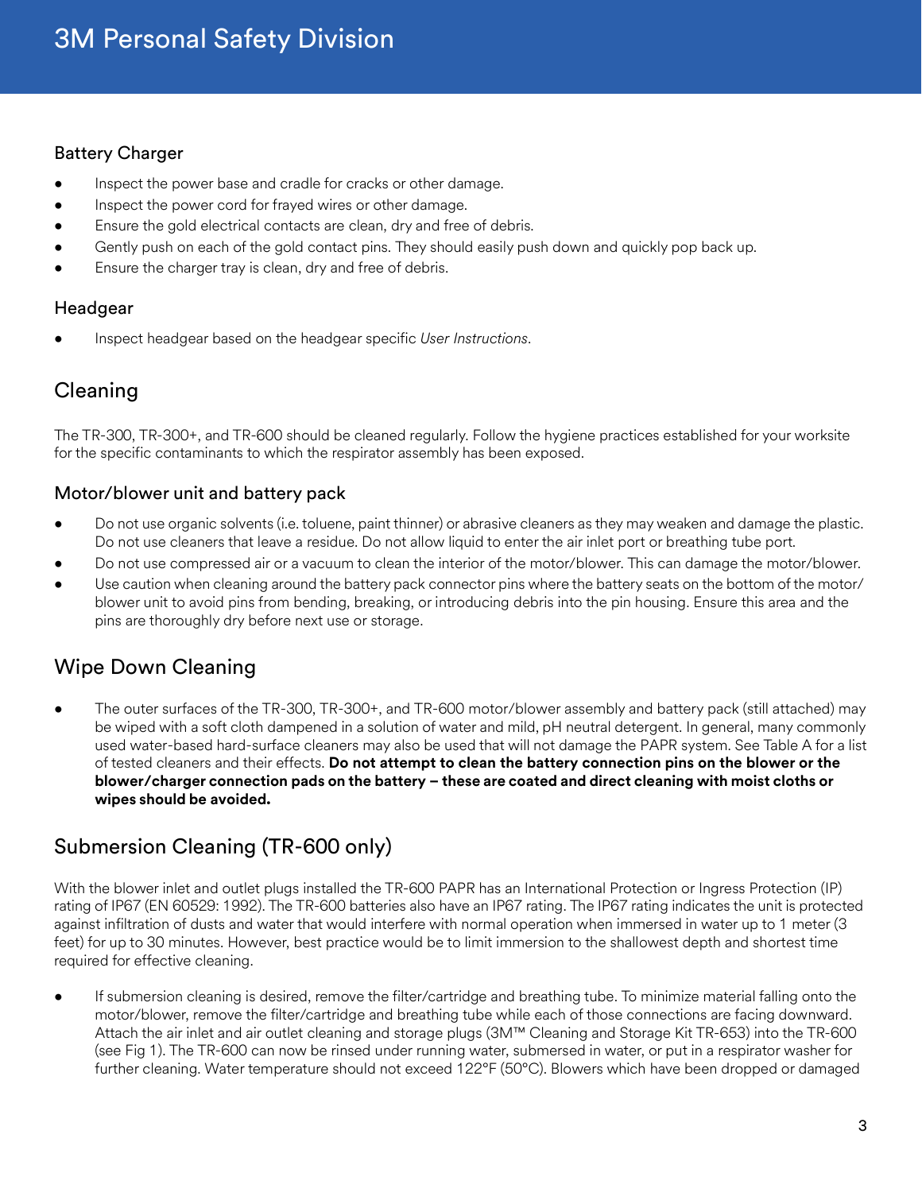### Battery Charger

- Inspect the power base and cradle for cracks or other damage.
- Inspect the power cord for frayed wires or other damage.
- Ensure the gold electrical contacts are clean, dry and free of debris.
- Gently push on each of the gold contact pins. They should easily push down and quickly pop back up.
- Ensure the charger tray is clean, dry and free of debris.

### Headgear

- Inspect headgear based on the headgear specific *User Instructions*.

## Cleaning

The TR-300, TR-300+, and TR-600 should be cleaned regularly. Follow the hygiene practices established for your worksite for the specific contaminants to which the respirator assembly has been exposed.

### Motor/blower unit and battery pack

- Do not use organic solvents (i.e. toluene, paint thinner) or abrasive cleaners as they may weaken and damage the plastic. Do not use cleaners that leave a residue. Do not allow liquid to enter the air inlet port or breathing tube port.
- Do not use compressed air or a vacuum to clean the interior of the motor/blower. This can damage the motor/blower.
- Use caution when cleaning around the battery pack connector pins where the battery seats on the bottom of the motor/blower unit to avoid pins from bending, breaking, or introducing debris into the pin housing. Ensure this area and the pins are thoroughly dry before next use or storage.

## Wipe Down Cleaning

- The outer surfaces of the TR-300, TR-300+, and TR-600 motor/blower assembly and battery pack (still attached) may be wiped with a soft cloth dampened in a solution of water and mild, pH neutral detergent. In general, many commonly used water-based hard-surface cleaners may also be used that will not damage the PAPR system. See Table A for a list of tested cleaners and their effects. **Do not attempt to clean the battery connection pins on the blower or the blower/charger connection pads on the battery – these are coated and direct cleaning with moist cloths or wipes should be avoided.**

## Submersion Cleaning (TR-600 only)

With the blower inlet and outlet plugs installed the TR-600 PAPR has an International Protection or Ingress Protection (IP) rating of IP67 (EN 60529: 1992). The TR-600 batteries also have an IP67 rating. The IP67 rating indicates the unit is protected against infiltration of dusts and water that would interfere with normal operation when immersed in water up to 1 meter (3 feet) for up to 30 minutes. However, best practice would be to limit immersion to the shallowest depth and shortest time required for effective cleaning.

- If submersion cleaning is desired, remove the filter/cartridge and breathing tube. To minimize material falling onto the motor/blower, remove the filter/cartridge and breathing tube while each of those connections are facing downward. Attach the air inlet and air outlet cleaning and storage plugs (3M™ Cleaning and Storage Kit TR-653) into the TR-600 (see Fig 1). The TR-600 can now be rinsed under running water, submersed in water, or put in a respirator washer for further cleaning. Water temperature should not exceed 122°F (50°C). Blowers which have been dropped or damaged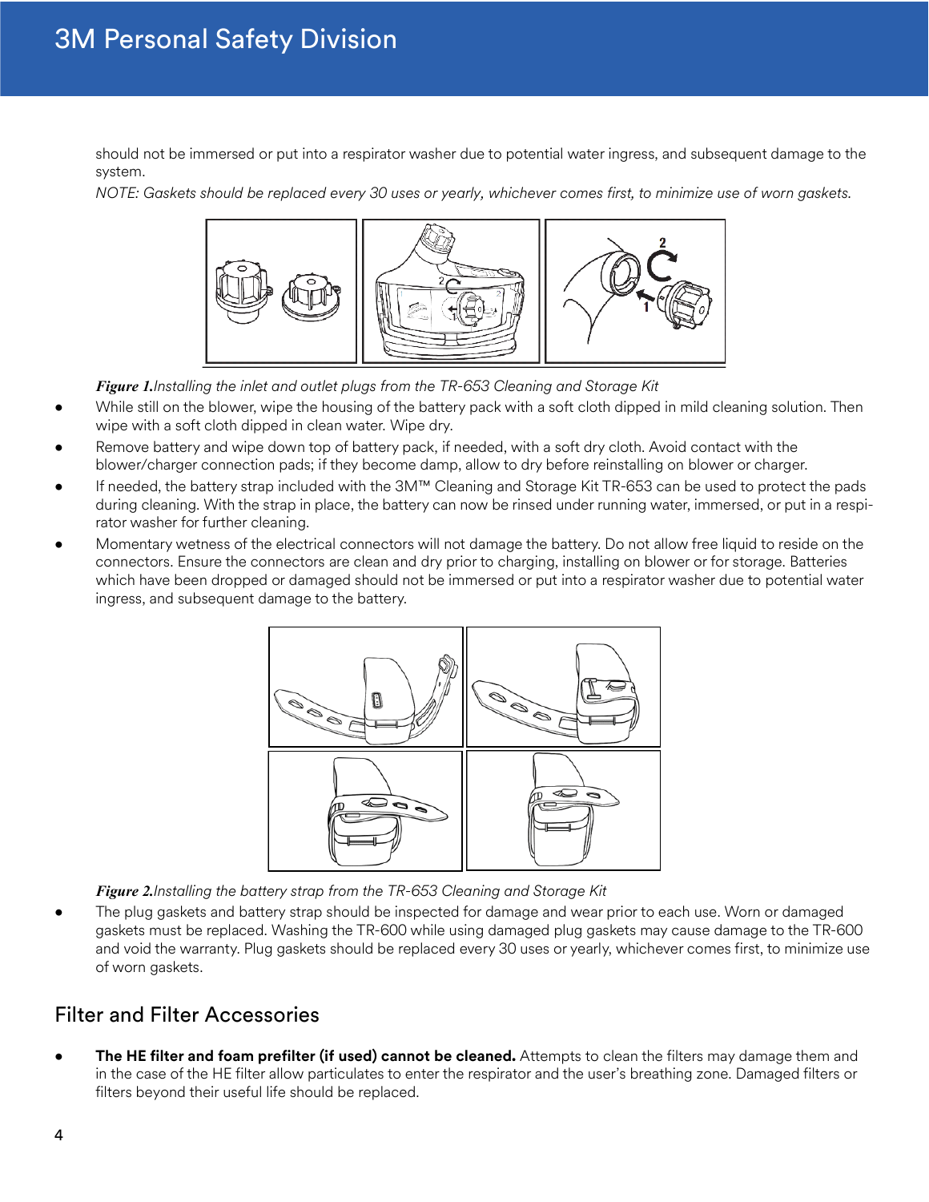should not be immersed or put into a respirator washer due to potential water ingress, and subsequent damage to the system.

*NOTE: Gaskets should be replaced every 30 uses or yearly, whichever comes first, to minimize use of worn gaskets.*

***Figure 1.****Installing the inlet and outlet plugs from the TR-653 Cleaning and Storage Kit*

- While still on the blower, wipe the housing of the battery pack with a soft cloth dipped in mild cleaning solution. Then wipe with a soft cloth dipped in clean water. Wipe dry.
- Remove battery and wipe down top of battery pack, if needed, with a soft dry cloth. Avoid contact with the blower/charger connection pads; if they become damp, allow to dry before reinstalling on blower or charger.
- If needed, the battery strap included with the 3M™ Cleaning and Storage Kit TR-653 can be used to protect the pads during cleaning. With the strap in place, the battery can now be rinsed under running water, immersed, or put in a respirator washer for further cleaning.
- Momentary wetness of the electrical connectors will not damage the battery. Do not allow free liquid to reside on the connectors. Ensure the connectors are clean and dry prior to charging, installing on blower or for storage. Batteries which have been dropped or damaged should not be immersed or put into a respirator washer due to potential water ingress, and subsequent damage to the battery.

***Figure 2.****Installing the battery strap from the TR-653 Cleaning and Storage Kit*

- The plug gaskets and battery strap should be inspected for damage and wear prior to each use. Worn or damaged gaskets must be replaced. Washing the TR-600 while using damaged plug gaskets may cause damage to the TR-600 and void the warranty. Plug gaskets should be replaced every 30 uses or yearly, whichever comes first, to minimize use of worn gaskets.

## Filter and Filter Accessories

- **The HE filter and foam prefilter (if used) cannot be cleaned.** Attempts to clean the filters may damage them and in the case of the HE filter allow particulates to enter the respirator and the user's breathing zone. Damaged filters or filters beyond their useful life should be replaced.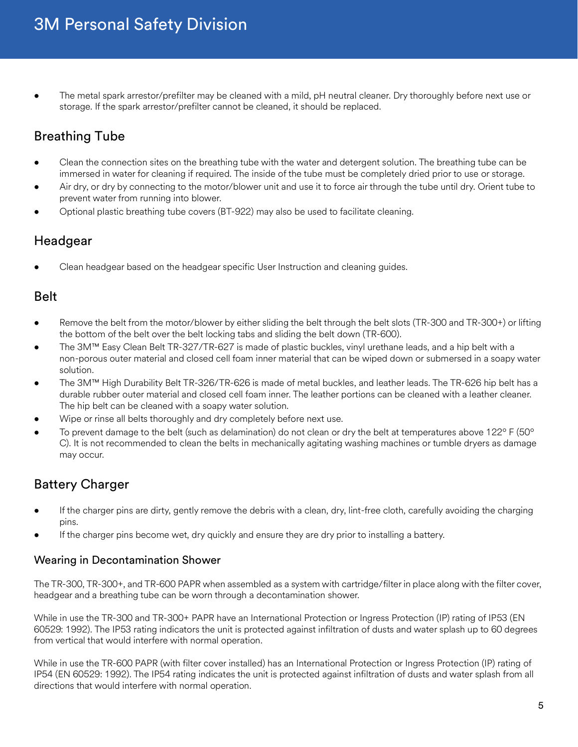- The metal spark arrestor/prefilter may be cleaned with a mild, pH neutral cleaner. Dry thoroughly before next use or storage. If the spark arrestor/prefilter cannot be cleaned, it should be replaced.

## Breathing Tube

- Clean the connection sites on the breathing tube with the water and detergent solution. The breathing tube can be immersed in water for cleaning if required. The inside of the tube must be completely dried prior to use or storage.
- Air dry, or dry by connecting to the motor/blower unit and use it to force air through the tube until dry. Orient tube to prevent water from running into blower.
- Optional plastic breathing tube covers (BT-922) may also be used to facilitate cleaning.

## Headgear

- Clean headgear based on the headgear specific User Instruction and cleaning guides.

## Belt

- Remove the belt from the motor/blower by either sliding the belt through the belt slots (TR-300 and TR-300+) or lifting the bottom of the belt over the belt locking tabs and sliding the belt down (TR-600).
- The 3M™ Easy Clean Belt TR-327/TR-627 is made of plastic buckles, vinyl urethane leads, and a hip belt with a non-porous outer material and closed cell foam inner material that can be wiped down or submersed in a soapy water solution.
- The 3M™ High Durability Belt TR-326/TR-626 is made of metal buckles, and leather leads. The TR-626 hip belt has a durable rubber outer material and closed cell foam inner. The leather portions can be cleaned with a leather cleaner. The hip belt can be cleaned with a soapy water solution.
- Wipe or rinse all belts thoroughly and dry completely before next use.
- To prevent damage to the belt (such as delamination) do not clean or dry the belt at temperatures above 122° F (50° C). It is not recommended to clean the belts in mechanically agitating washing machines or tumble dryers as damage may occur.

## Battery Charger

- If the charger pins are dirty, gently remove the debris with a clean, dry, lint-free cloth, carefully avoiding the charging pins.
- If the charger pins become wet, dry quickly and ensure they are dry prior to installing a battery.

### Wearing in Decontamination Shower

The TR-300, TR-300+, and TR-600 PAPR when assembled as a system with cartridge/filter in place along with the filter cover, headgear and a breathing tube can be worn through a decontamination shower.

While in use the TR-300 and TR-300+ PAPR have an International Protection or Ingress Protection (IP) rating of IP53 (EN 60529: 1992). The IP53 rating indicators the unit is protected against infiltration of dusts and water splash up to 60 degrees from vertical that would interfere with normal operation.

While in use the TR-600 PAPR (with filter cover installed) has an International Protection or Ingress Protection (IP) rating of IP54 (EN 60529: 1992). The IP54 rating indicates the unit is protected against infiltration of dusts and water splash from all directions that would interfere with normal operation.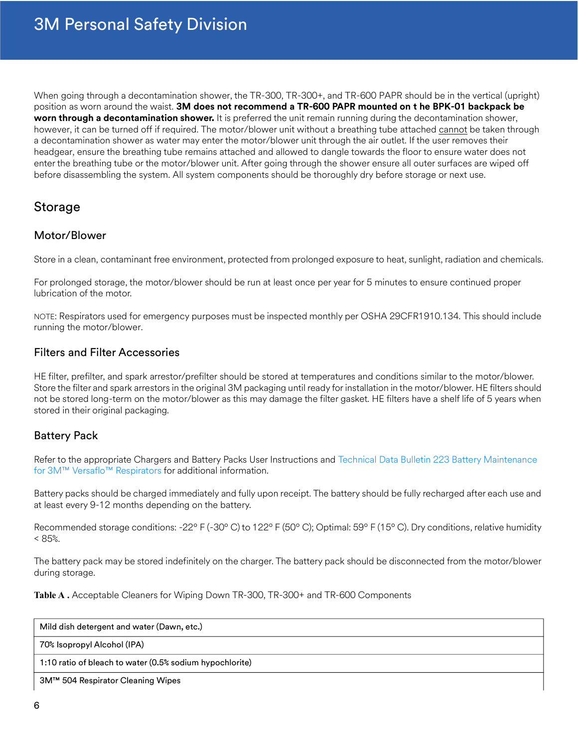When going through a decontamination shower, the TR-300, TR-300+, and TR-600 PAPR should be in the vertical (upright) position as worn around the waist. **3M does not recommend a TR-600 PAPR mounted on t he BPK-01 backpack be worn through a decontamination shower.** It is preferred the unit remain running during the decontamination shower, however, it can be turned off if required. The motor/blower unit without a breathing tube attached cannot be taken through a decontamination shower as water may enter the motor/blower unit through the air outlet. If the user removes their headgear, ensure the breathing tube remains attached and allowed to dangle towards the floor to ensure water does not enter the breathing tube or the motor/blower unit. After going through the shower ensure all outer surfaces are wiped off before disassembling the system. All system components should be thoroughly dry before storage or next use.

## Storage

### Motor/Blower

Store in a clean, contaminant free environment, protected from prolonged exposure to heat, sunlight, radiation and chemicals.

For prolonged storage, the motor/blower should be run at least once per year for 5 minutes to ensure continued proper lubrication of the motor.

NOTE: Respirators used for emergency purposes must be inspected monthly per OSHA 29CFR1910.134. This should include running the motor/blower.

### Filters and Filter Accessories

HE filter, prefilter, and spark arrestor/prefilter should be stored at temperatures and conditions similar to the motor/blower. Store the filter and spark arrestors in the original 3M packaging until ready for installation in the motor/blower. HE filters should not be stored long-term on the motor/blower as this may damage the filter gasket. HE filters have a shelf life of 5 years when stored in their original packaging.

### Battery Pack

Refer to the appropriate Chargers and Battery Packs User Instructions and Technical Data Bulletin 223 Battery Maintenance for 3M™ Versaflo™ Respirators for additional information.

Battery packs should be charged immediately and fully upon receipt. The battery should be fully recharged after each use and at least every 9-12 months depending on the battery.

Recommended storage conditions: -22° F (-30° C) to 122° F (50° C); Optimal: 59° F (15° C). Dry conditions, relative humidity < 85%.

The battery pack may be stored indefinitely on the charger. The battery pack should be disconnected from the motor/blower during storage.

**Table A .** Acceptable Cleaners for Wiping Down TR-300, TR-300+ and TR-600 Components

| Acceptable Cleaners |
| --- |
| Mild dish detergent and water (Dawn, etc.) |
| 70% Isopropyl Alcohol (IPA) |
| 1:10 ratio of bleach to water (0.5% sodium hypochlorite) |
| 3M™ 504 Respirator Cleaning Wipes |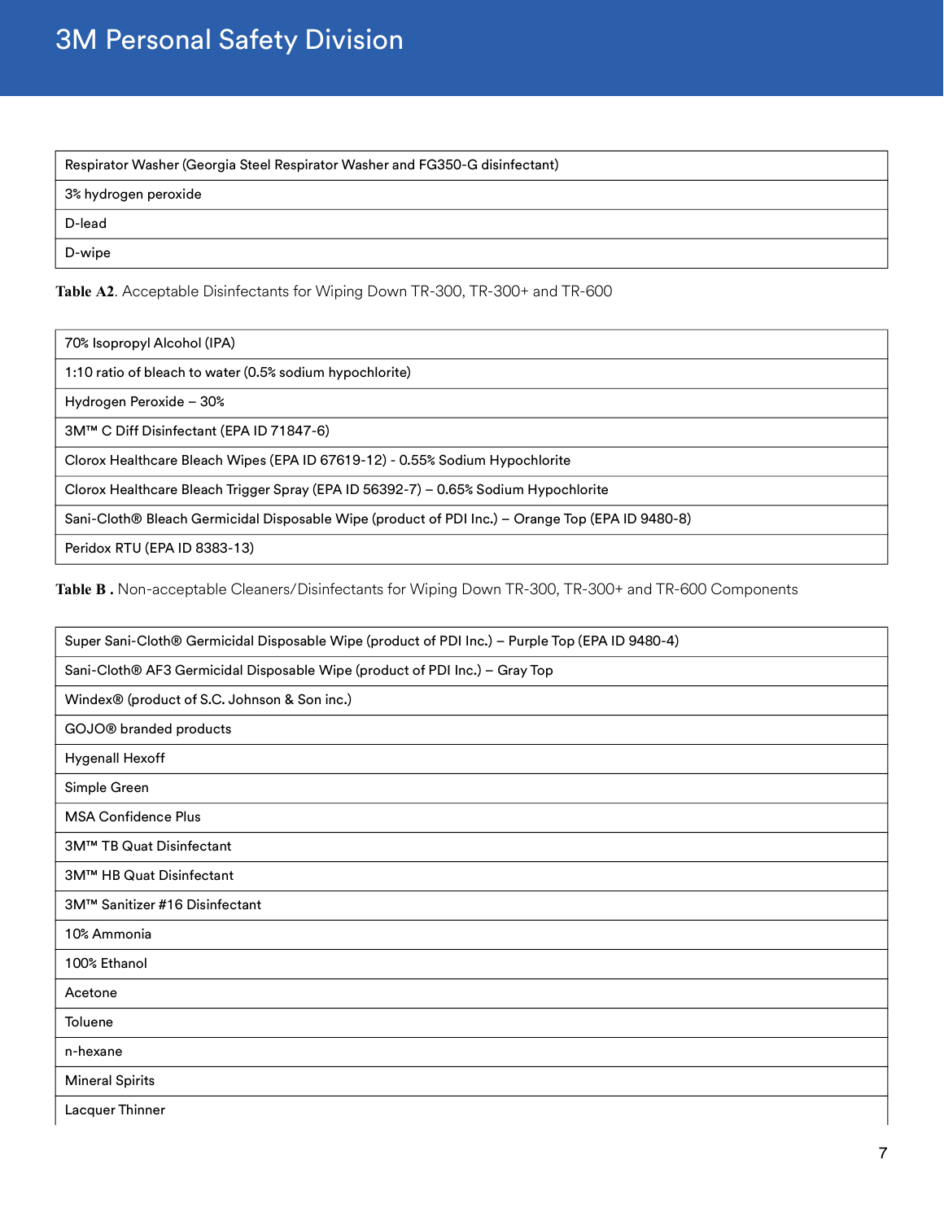| Respirator Washer (Georgia Steel Respirator Washer and FG350-G disinfectant) |
| --- |
| 3% hydrogen peroxide |
| D-lead |
| D-wipe |

**Table A2**. Acceptable Disinfectants for Wiping Down TR-300, TR-300+ and TR-600

| 70% Isopropyl Alcohol (IPA) |
| --- |
| 1:10 ratio of bleach to water (0.5% sodium hypochlorite) |
| Hydrogen Peroxide – 30% |
| 3M™ C Diff Disinfectant (EPA ID 71847-6) |
| Clorox Healthcare Bleach Wipes (EPA ID 67619-12) - 0.55% Sodium Hypochlorite |
| Clorox Healthcare Bleach Trigger Spray (EPA ID 56392-7) – 0.65% Sodium Hypochlorite |
| Sani-Cloth® Bleach Germicidal Disposable Wipe (product of PDI Inc.) – Orange Top (EPA ID 9480-8) |
| Peridox RTU (EPA ID 8383-13) |

**Table B .** Non-acceptable Cleaners/Disinfectants for Wiping Down TR-300, TR-300+ and TR-600 Components

| Super Sani-Cloth® Germicidal Disposable Wipe (product of PDI Inc.) – Purple Top (EPA ID 9480-4) |
| --- |
| Sani-Cloth® AF3 Germicidal Disposable Wipe (product of PDI Inc.) – Gray Top |
| Windex® (product of S.C. Johnson & Son inc.) |
| GOJO® branded products |
| Hygenall Hexoff |
| Simple Green |
| MSA Confidence Plus |
| 3M™ TB Quat Disinfectant |
| 3M™ HB Quat Disinfectant |
| 3M™ Sanitizer #16 Disinfectant |
| 10% Ammonia |
| 100% Ethanol |
| Acetone |
| Toluene |
| n-hexane |
| Mineral Spirits |
| Lacquer Thinner |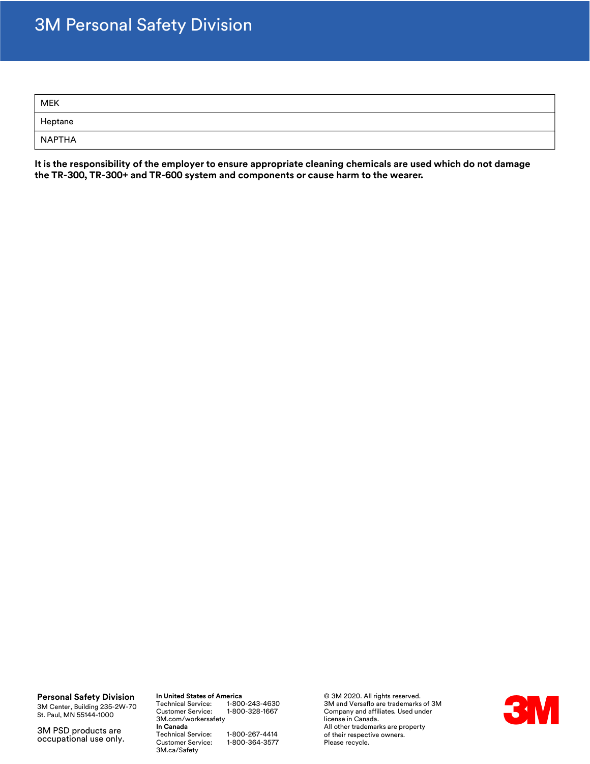| |
|---|
| MEK |
| Heptane |
| NAPTHA |

**It is the responsibility of the employer to ensure appropriate cleaning chemicals are used which do not damage the TR-300, TR-300+ and TR-600 system and components or cause harm to the wearer.**

**Personal Safety Division**
3M Center, Building 235-2W-70
St. Paul, MN 55144-1000

3M PSD products are occupational use only.

**In United States of America**
Technical Service: 1-800-243-4630
Customer Service: 1-800-328-1667
3M.com/workersafety
**In Canada**
Technical Service: 1-800-267-4414
Customer Service: 1-800-364-3577
3M.ca/Safety

© 3M 2020. All rights reserved.
3M and Versaflo are trademarks of 3M Company and affiliates. Used under license in Canada.
All other trademarks are property of their respective owners.
Please recycle.